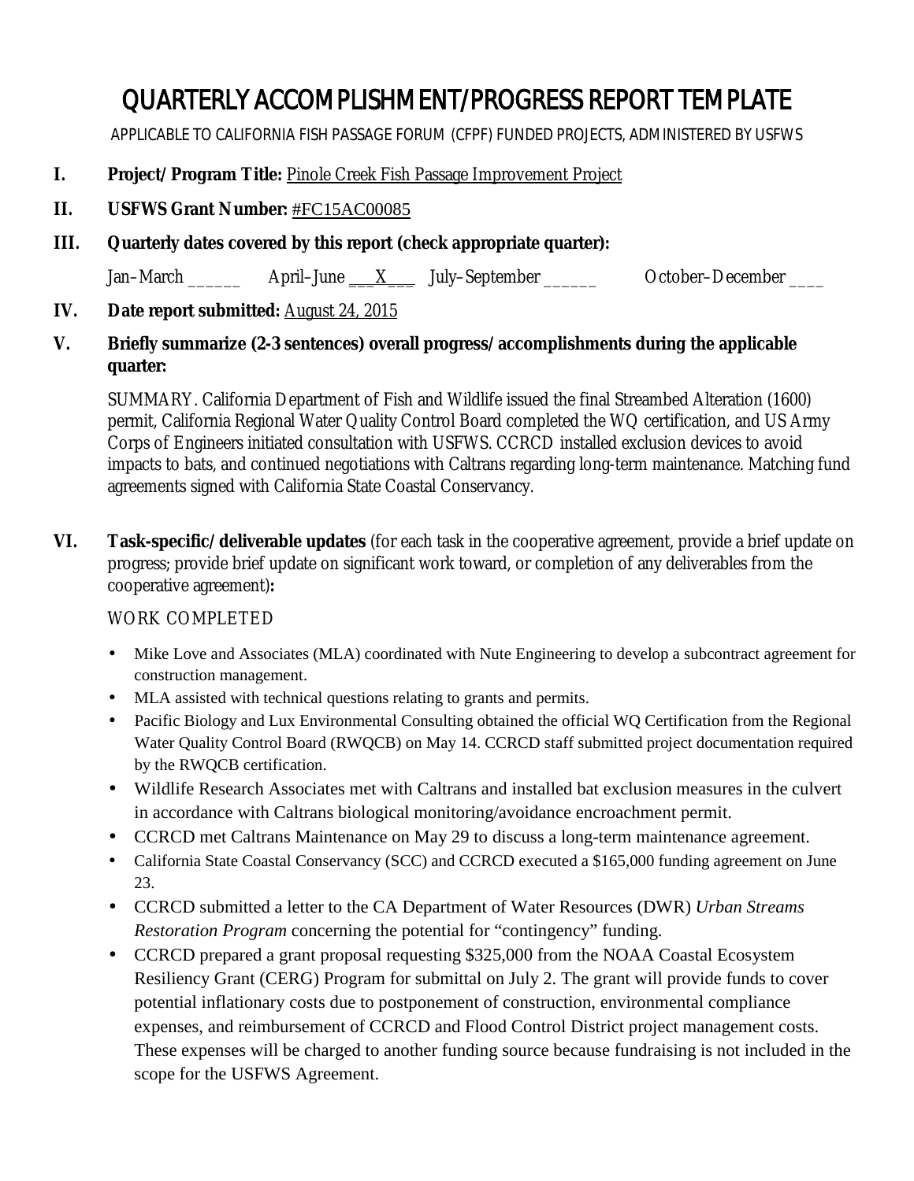# QUARTERLY ACCOMPLISHMENT/PROGRESS REPORT TEMPLATE

APPLICABLE TO CALIFORNIA FISH PASSAGE FORUM (CFPF) FUNDED PROJECTS, ADMINISTERED BY USFWS

**I. Project/Program Title:** Pinole Creek Fish Passage Improvement Project

**II. USFWS Grant Number:** #FC15AC00085

**III. Quarterly dates covered by this report (check appropriate quarter):**

Jan–March ______ April–June ___X___ July–September ______ October–December ____

**IV. Date report submitted:** August 24, 2015

**V. Briefly summarize (2-3 sentences) overall progress/accomplishments during the applicable quarter:**

SUMMARY. California Department of Fish and Wildlife issued the final Streambed Alteration (1600) permit, California Regional Water Quality Control Board completed the WQ certification, and US Army Corps of Engineers initiated consultation with USFWS. CCRCD installed exclusion devices to avoid impacts to bats, and continued negotiations with Caltrans regarding long-term maintenance. Matching fund agreements signed with California State Coastal Conservancy.

**VI. Task-specific/deliverable updates** (for each task in the cooperative agreement, provide a brief update on progress; provide brief update on significant work toward, or completion of any deliverables from the cooperative agreement)**:**

WORK COMPLETED

- Mike Love and Associates (MLA) coordinated with Nute Engineering to develop a subcontract agreement for construction management.
- MLA assisted with technical questions relating to grants and permits.
- Pacific Biology and Lux Environmental Consulting obtained the official WQ Certification from the Regional Water Quality Control Board (RWQCB) on May 14. CCRCD staff submitted project documentation required by the RWQCB certification.
- Wildlife Research Associates met with Caltrans and installed bat exclusion measures in the culvert in accordance with Caltrans biological monitoring/avoidance encroachment permit.
- CCRCD met Caltrans Maintenance on May 29 to discuss a long-term maintenance agreement.
- California State Coastal Conservancy (SCC) and CCRCD executed a $165,000 funding agreement on June 23.
- CCRCD submitted a letter to the CA Department of Water Resources (DWR) *Urban Streams Restoration Program* concerning the potential for "contingency" funding.
- CCRCD prepared a grant proposal requesting $325,000 from the NOAA Coastal Ecosystem Resiliency Grant (CERG) Program for submittal on July 2. The grant will provide funds to cover potential inflationary costs due to postponement of construction, environmental compliance expenses, and reimbursement of CCRCD and Flood Control District project management costs. These expenses will be charged to another funding source because fundraising is not included in the scope for the USFWS Agreement.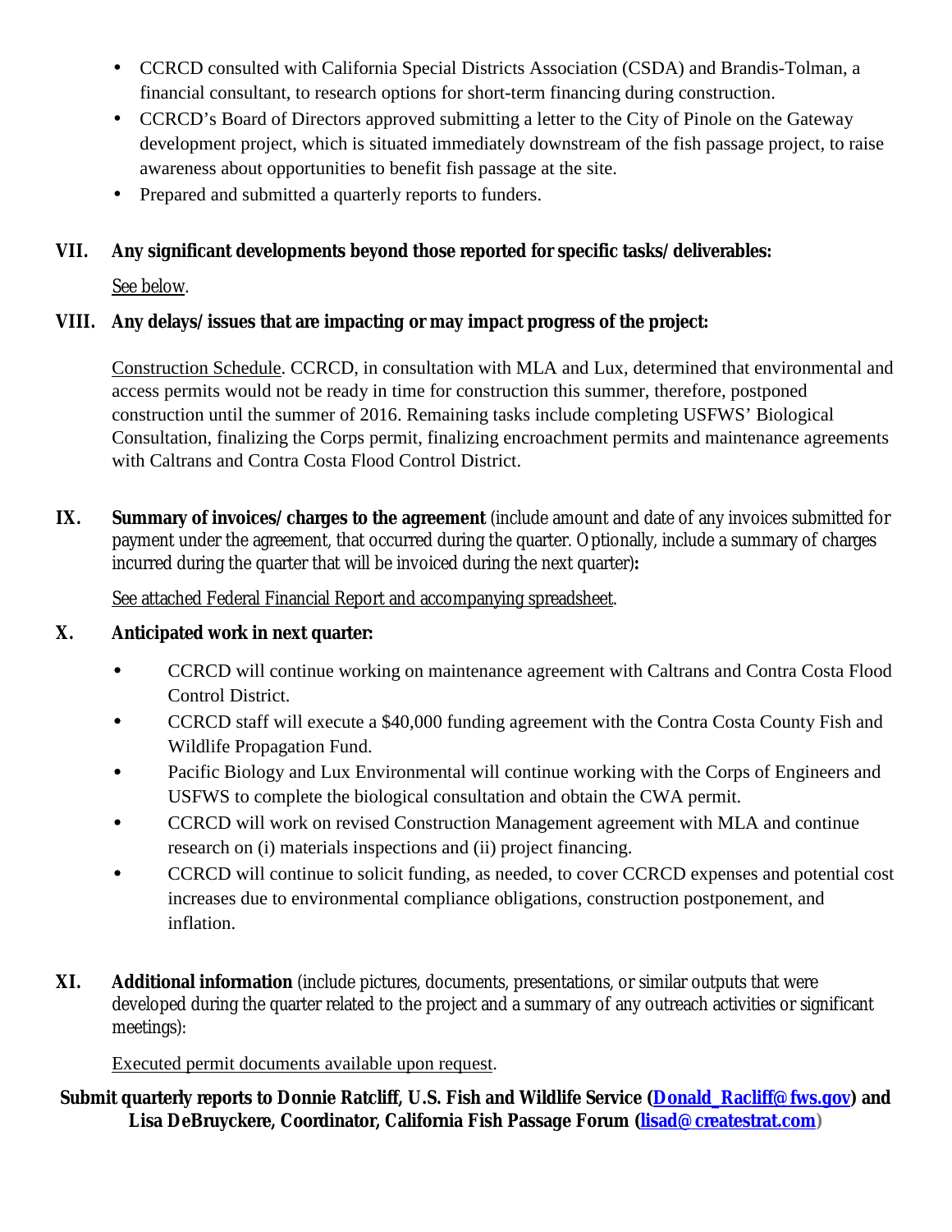- CCRCD consulted with California Special Districts Association (CSDA) and Brandis-Tolman, a financial consultant, to research options for short-term financing during construction.
- CCRCD's Board of Directors approved submitting a letter to the City of Pinole on the Gateway development project, which is situated immediately downstream of the fish passage project, to raise awareness about opportunities to benefit fish passage at the site.
- Prepared and submitted a quarterly reports to funders.

## VII. Any significant developments beyond those reported for specific tasks/deliverables:

See below.

## VIII. Any delays/issues that are impacting or may impact progress of the project:

Construction Schedule. CCRCD, in consultation with MLA and Lux, determined that environmental and access permits would not be ready in time for construction this summer, therefore, postponed construction until the summer of 2016. Remaining tasks include completing USFWS' Biological Consultation, finalizing the Corps permit, finalizing encroachment permits and maintenance agreements with Caltrans and Contra Costa Flood Control District.

## IX. Summary of invoices/charges to the agreement (include amount and date of any invoices submitted for payment under the agreement, that occurred during the quarter. Optionally, include a summary of charges incurred during the quarter that will be invoiced during the next quarter):

See attached Federal Financial Report and accompanying spreadsheet.

## X. Anticipated work in next quarter:

- CCRCD will continue working on maintenance agreement with Caltrans and Contra Costa Flood Control District.
- CCRCD staff will execute a $40,000 funding agreement with the Contra Costa County Fish and Wildlife Propagation Fund.
- Pacific Biology and Lux Environmental will continue working with the Corps of Engineers and USFWS to complete the biological consultation and obtain the CWA permit.
- CCRCD will work on revised Construction Management agreement with MLA and continue research on (i) materials inspections and (ii) project financing.
- CCRCD will continue to solicit funding, as needed, to cover CCRCD expenses and potential cost increases due to environmental compliance obligations, construction postponement, and inflation.

## XI. Additional information (include pictures, documents, presentations, or similar outputs that were developed during the quarter related to the project and a summary of any outreach activities or significant meetings):

Executed permit documents available upon request.

**Submit quarterly reports to Donnie Ratcliff, U.S. Fish and Wildlife Service (Donald_Racliff@fws.gov) and Lisa DeBruyckere, Coordinator, California Fish Passage Forum (lisad@createstrat.com)**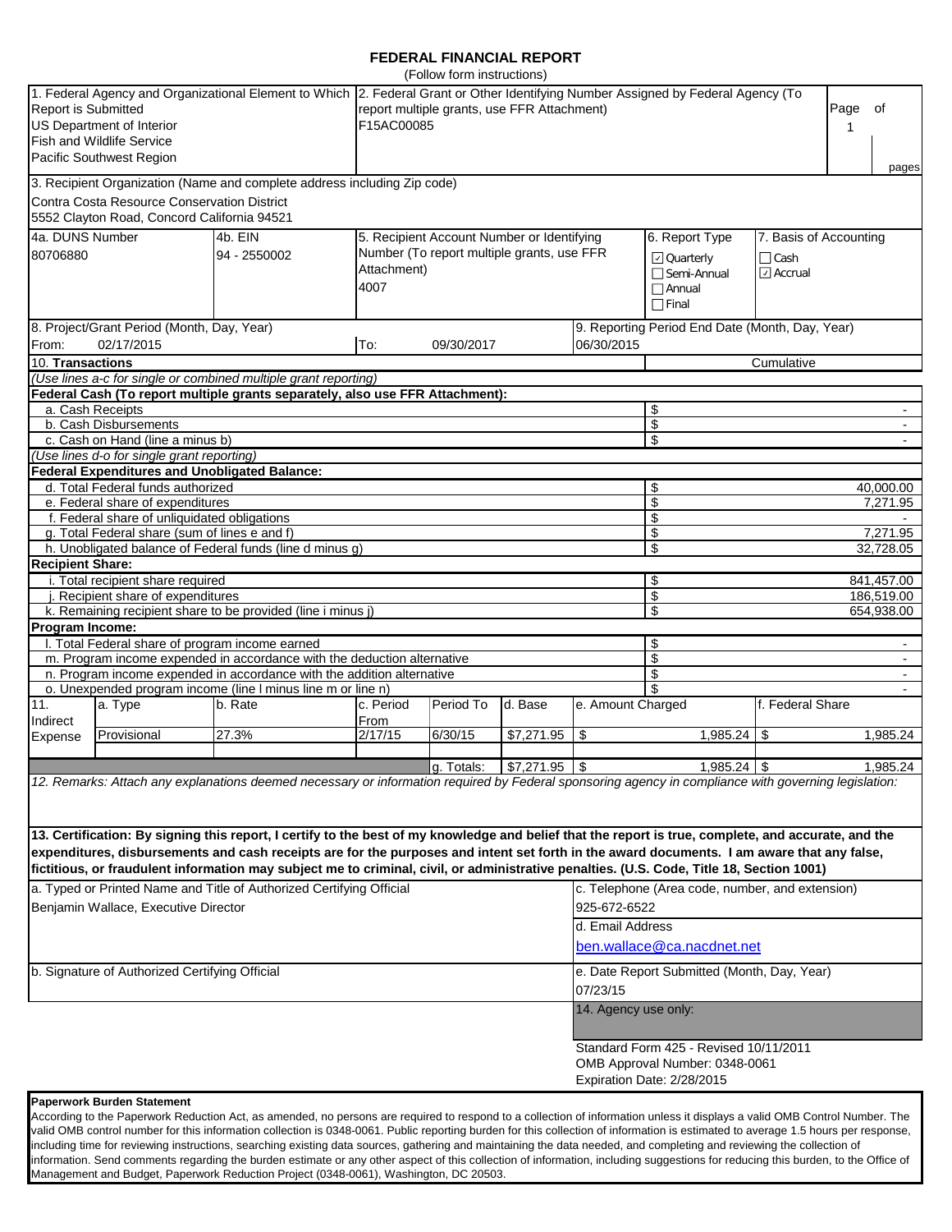# FEDERAL FINANCIAL REPORT

(Follow form instructions)

| 1. Federal Agency and Organizational Element to Which Report is Submitted | 2. Federal Grant or Other Identifying Number Assigned by Federal Agency (To report multiple grants, use FFR Attachment) | Page of |
|---|---|---|
| US Department of Interior<br>Fish and Wildlife Service<br>Pacific Southwest Region | F15AC00085 | 1 pages |

**3. Recipient Organization (Name and complete address including Zip code)**

Contra Costa Resource Conservation District
5552 Clayton Road, Concord California 94521

| 4a. DUNS Number | 4b. EIN | 5. Recipient Account Number or Identifying Number (To report multiple grants, use FFR Attachment) | 6. Report Type | 7. Basis of Accounting |
|---|---|---|---|---|
| 80706880 | 94 - 2550002 | 4007 | ☑ Quarterly<br>☐ Semi-Annual<br>☐ Annual<br>☐ Final | ☐ Cash<br>☑ Accrual |

| 8. Project/Grant Period (Month, Day, Year) | | 9. Reporting Period End Date (Month, Day, Year) |
|---|---|---|
| From: 02/17/2015 | To: 09/30/2017 | 06/30/2015 |

| 10. Transactions | Cumulative |
|---|---|
| *(Use lines a-c for single or combined multiple grant reporting)* | |
| **Federal Cash (To report multiple grants separately, also use FFR Attachment):** | |
| a. Cash Receipts | $ - |
| b. Cash Disbursements | $ - |
| c. Cash on Hand (line a minus b) | $ - |
| *(Use lines d-o for single grant reporting)* | |
| **Federal Expenditures and Unobligated Balance:** | |
| d. Total Federal funds authorized | $ 40,000.00 |
| e. Federal share of expenditures | $ 7,271.95 |
| f. Federal share of unliquidated obligations | $ - |
| g. Total Federal share (sum of lines e and f) | $ 7,271.95 |
| h. Unobligated balance of Federal funds (line d minus g) | $ 32,728.05 |
| **Recipient Share:** | |
| i. Total recipient share required | $ 841,457.00 |
| j. Recipient share of expenditures | $ 186,519.00 |
| k. Remaining recipient share to be provided (line i minus j) | $ 654,938.00 |
| **Program Income:** | |
| l. Total Federal share of program income earned | $ - |
| m. Program income expended in accordance with the deduction alternative | $ - |
| n. Program income expended in accordance with the addition alternative | $ - |
| o. Unexpended program income (line l minus line m or line n) | $ - |

| 11. Indirect Expense | a. Type | b. Rate | c. Period From | Period To | d. Base | e. Amount Charged | f. Federal Share |
|---|---|---|---|---|---|---|---|
| | Provisional | 27.3% | 2/17/15 | 6/30/15 | $7,271.95 | $ 1,985.24 | $ 1,985.24 |
| | | | | | | | |
| | | | | g. Totals: | $7,271.95 | $ 1,985.24 | $ 1,985.24 |

*12. Remarks: Attach any explanations deemed necessary or information required by Federal sponsoring agency in compliance with governing legislation:*

**13. Certification: By signing this report, I certify to the best of my knowledge and belief that the report is true, complete, and accurate, and the expenditures, disbursements and cash receipts are for the purposes and intent set forth in the award documents. I am aware that any false, fictitious, or fraudulent information may subject me to criminal, civil, or administrative penalties. (U.S. Code, Title 18, Section 1001)**

| a. Typed or Printed Name and Title of Authorized Certifying Official | c. Telephone (Area code, number, and extension) |
|---|---|
| Benjamin Wallace, Executive Director | 925-672-6522 |
| | d. Email Address |
| | ben.wallace@ca.nacdnet.net |
| b. Signature of Authorized Certifying Official | e. Date Report Submitted (Month, Day, Year) |
| | 07/23/15 |
| | 14. Agency use only: |

Standard Form 425 - Revised 10/11/2011
OMB Approval Number: 0348-0061
Expiration Date: 2/28/2015

**Paperwork Burden Statement**

According to the Paperwork Reduction Act, as amended, no persons are required to respond to a collection of information unless it displays a valid OMB Control Number. The valid OMB control number for this information collection is 0348-0061. Public reporting burden for this collection of information is estimated to average 1.5 hours per response, including time for reviewing instructions, searching existing data sources, gathering and maintaining the data needed, and completing and reviewing the collection of information. Send comments regarding the burden estimate or any other aspect of this collection of information, including suggestions for reducing this burden, to the Office of Management and Budget, Paperwork Reduction Project (0348-0061), Washington, DC 20503.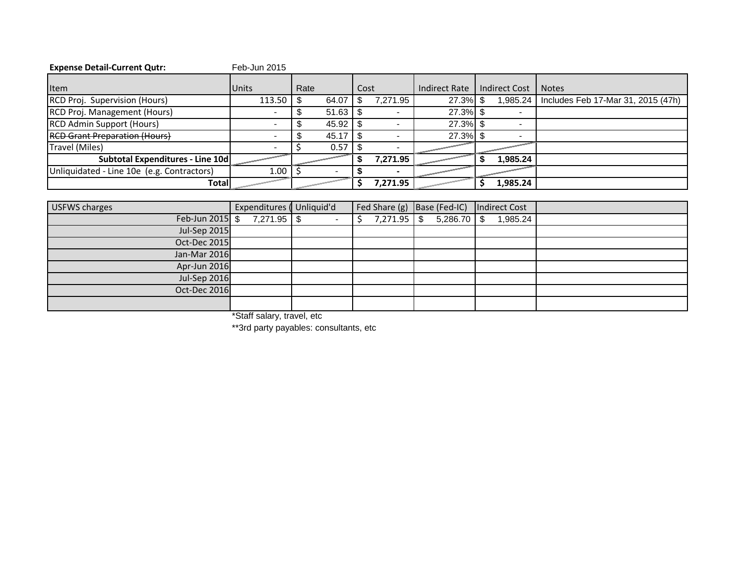**Expense Detail-Current Qutr:** Feb-Jun 2015

| Item | Units | Rate | Cost | Indirect Rate | Indirect Cost | Notes |
|---|---|---|---|---|---|---|
| RCD Proj. Supervision (Hours) | 113.50 | $ 64.07 | $ 7,271.95 | 27.3% | $ 1,985.24 | Includes Feb 17-Mar 31, 2015 (47h) |
| RCD Proj. Management (Hours) | - | $ 51.63 | $ - | 27.3% | $ - | |
| RCD Admin Support (Hours) | - | $ 45.92 | $ - | 27.3% | $ - | |
| ~~RCD Grant Preparation (Hours)~~ | - | $ 45.17 | $ - | 27.3% | $ - | |
| Travel (Miles) | - | $ 0.57 | $ - | | | |
| **Subtotal Expenditures - Line 10d** | | | **$ 7,271.95** | | **$ 1,985.24** | |
| Unliquidated - Line 10e (e.g. Contractors) | 1.00 | $ - | **$ -** | | | |
| **Total** | | | **$ 7,271.95** | | **$ 1,985.24** | |

| USFWS charges | Expenditures ( | Unliquid'd | Fed Share (g) | Base (Fed-IC) | Indirect Cost | |
|---|---|---|---|---|---|---|
| Feb-Jun 2015 | $ 7,271.95 | $ - | $ 7,271.95 | $ 5,286.70 | $ 1,985.24 | |
| Jul-Sep 2015 | | | | | | |
| Oct-Dec 2015 | | | | | | |
| Jan-Mar 2016 | | | | | | |
| Apr-Jun 2016 | | | | | | |
| Jul-Sep 2016 | | | | | | |
| Oct-Dec 2016 | | | | | | |
| | | | | | | |

*Staff salary, travel, etc

**3rd party payables: consultants, etc